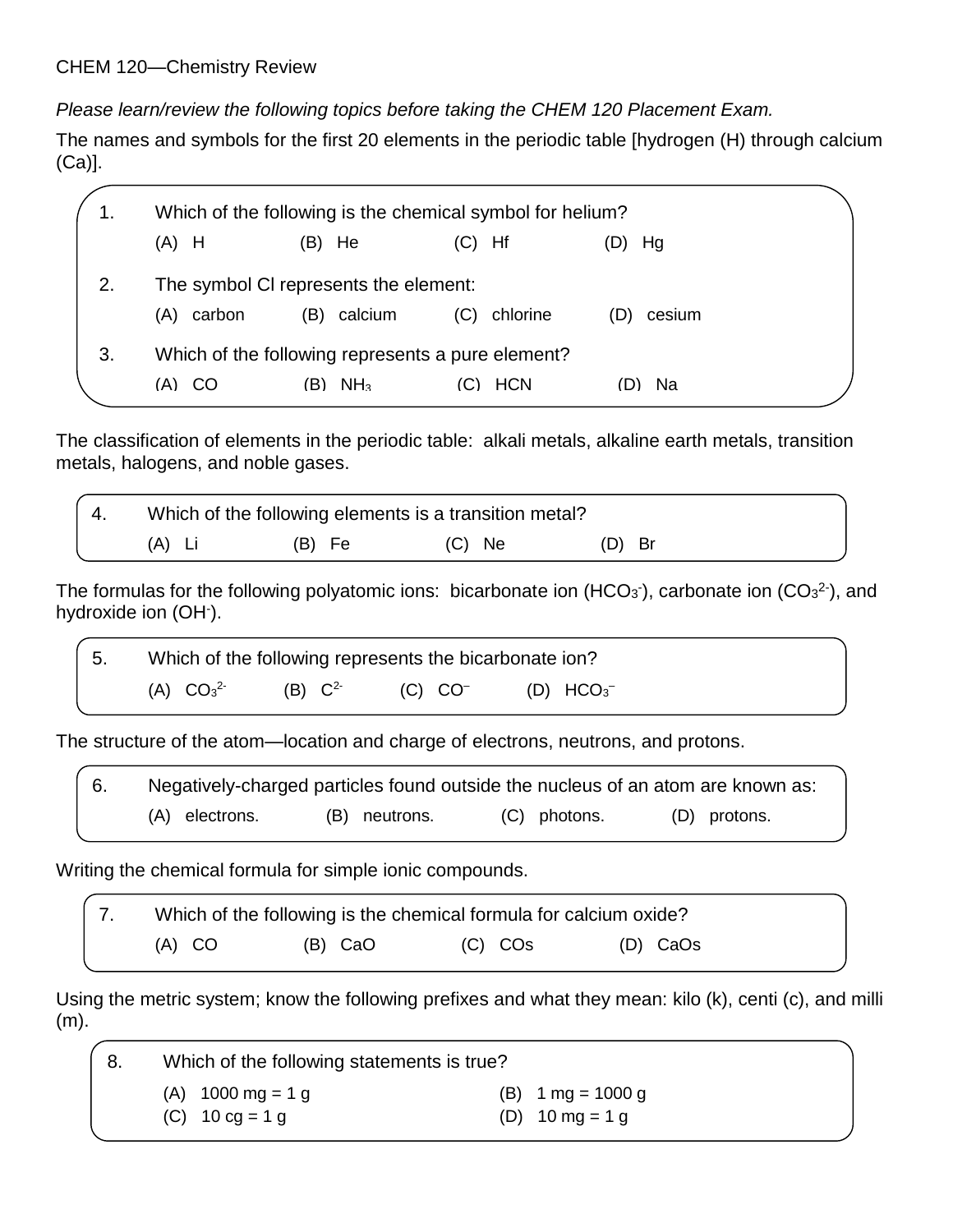CHEM 120—Chemistry Review

*Please learn/review the following topics before taking the CHEM 120 Placement Exam.*

The names and symbols for the first 20 elements in the periodic table [hydrogen (H) through calcium (Ca)].

1. Which of the following is the chemical symbol for helium?

   (A) H (B) He (C) Hf (D) Hg

2. The symbol Cl represents the element:

   (A) carbon (B) calcium (C) chlorine (D) cesium

3. Which of the following represents a pure element?

   (A) CO (B) $NH_3$ (C) HCN (D) Na

The classification of elements in the periodic table: alkali metals, alkaline earth metals, transition metals, halogens, and noble gases.

4. Which of the following elements is a transition metal?

   (A) Li (B) Fe (C) Ne (D) Br

The formulas for the following polyatomic ions: bicarbonate ion ($HCO_3^-$), carbonate ion ($CO_3^{2-}$), and hydroxide ion ($OH^-$).

5. Which of the following represents the bicarbonate ion?

   (A) $CO_3^{2-}$ (B) $C^{2-}$ (C) $CO^-$ (D) $HCO_3^-$

The structure of the atom—location and charge of electrons, neutrons, and protons.

6. Negatively-charged particles found outside the nucleus of an atom are known as:

   (A) electrons. (B) neutrons. (C) photons. (D) protons.

Writing the chemical formula for simple ionic compounds.

7. Which of the following is the chemical formula for calcium oxide?

   (A) CO (B) CaO (C) COs (D) CaOs

Using the metric system; know the following prefixes and what they mean: kilo (k), centi (c), and milli (m).

8. Which of the following statements is true?

   (A) 1000 mg = 1 g (B) 1 mg = 1000 g
   (C) 10 cg = 1 g (D) 10 mg = 1 g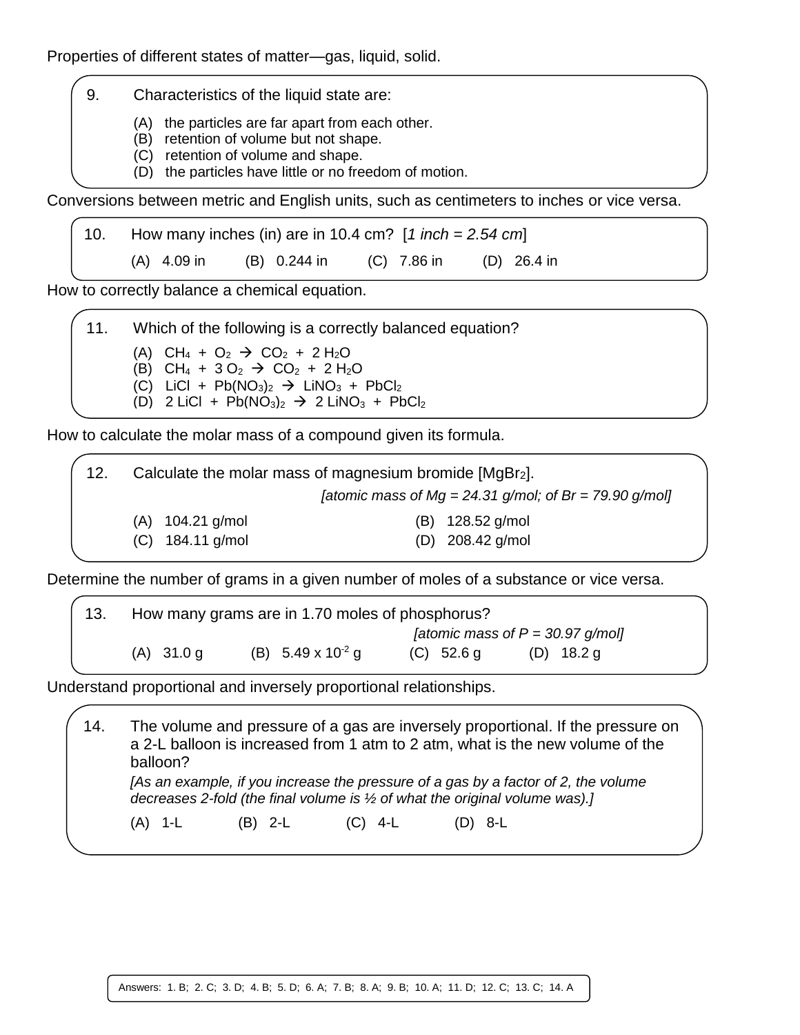Properties of different states of matter—gas, liquid, solid.

9. Characteristics of the liquid state are:

(A) the particles are far apart from each other.
(B) retention of volume but not shape.
(C) retention of volume and shape.
(D) the particles have little or no freedom of motion.

Conversions between metric and English units, such as centimeters to inches or vice versa.

10. How many inches (in) are in 10.4 cm? [*1 inch = 2.54 cm*]

(A) 4.09 in (B) 0.244 in (C) 7.86 in (D) 26.4 in

How to correctly balance a chemical equation.

11. Which of the following is a correctly balanced equation?

(A) $CH_4 + O_2 \rightarrow CO_2 + 2\ H_2O$
(B) $CH_4 + 3\ O_2 \rightarrow CO_2 + 2\ H_2O$
(C) $LiCl + Pb(NO_3)_2 \rightarrow LiNO_3 + PbCl_2$
(D) $2\ LiCl + Pb(NO_3)_2 \rightarrow 2\ LiNO_3 + PbCl_2$

How to calculate the molar mass of a compound given its formula.

12. Calculate the molar mass of magnesium bromide [$MgBr_2$].

*[atomic mass of Mg = 24.31 g/mol; of Br = 79.90 g/mol]*

(A) 104.21 g/mol (B) 128.52 g/mol
(C) 184.11 g/mol (D) 208.42 g/mol

Determine the number of grams in a given number of moles of a substance or vice versa.

13. How many grams are in 1.70 moles of phosphorus?

*[atomic mass of P = 30.97 g/mol]*

(A) 31.0 g (B) $5.49 \times 10^{-2}$ g (C) 52.6 g (D) 18.2 g

Understand proportional and inversely proportional relationships.

14. The volume and pressure of a gas are inversely proportional. If the pressure on a 2-L balloon is increased from 1 atm to 2 atm, what is the new volume of the balloon?

*[As an example, if you increase the pressure of a gas by a factor of 2, the volume decreases 2-fold (the final volume is ½ of what the original volume was).]*

(A) 1-L (B) 2-L (C) 4-L (D) 8-L

Answers: 1. B; 2. C; 3. D; 4. B; 5. D; 6. A; 7. B; 8. A; 9. B; 10. A; 11. D; 12. C; 13. C; 14. A